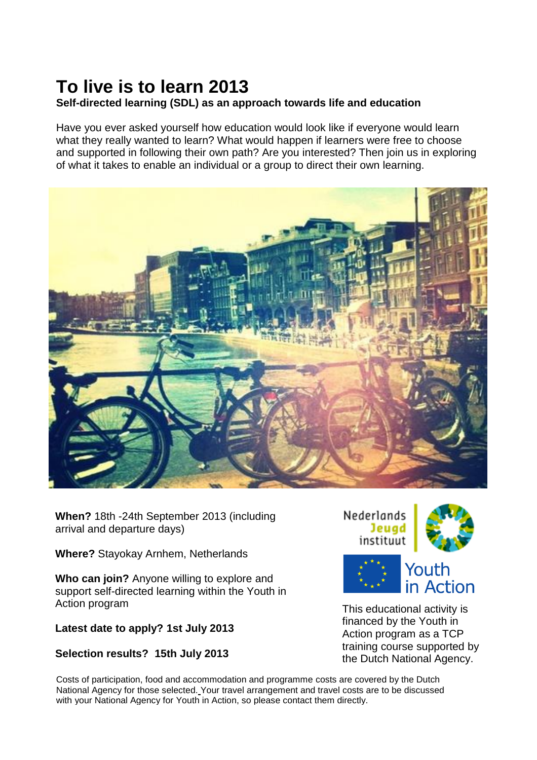# To live is to learn 2013

**Self-directed learning (SDL) as an approach towards life and education**

Have you ever asked yourself how education would look like if everyone would learn what they really wanted to learn? What would happen if learners were free to choose and supported in following their own path? Are you interested? Then join us in exploring of what it takes to enable an individual or a group to direct their own learning.

**When?** 18th -24th September 2013 (including arrival and departure days)

**Where?** Stayokay Arnhem, Netherlands

**Who can join?** Anyone willing to explore and support self-directed learning within the Youth in Action program

**Latest date to apply? 1st July 2013**

**Selection results? 15th July 2013**

Nederlands Jeugd instituut

Youth in Action

This educational activity is financed by the Youth in Action program as a TCP training course supported by the Dutch National Agency.

Costs of participation, food and accommodation and programme costs are covered by the Dutch National Agency for those selected. Your travel arrangement and travel costs are to be discussed with your National Agency for Youth in Action, so please contact them directly.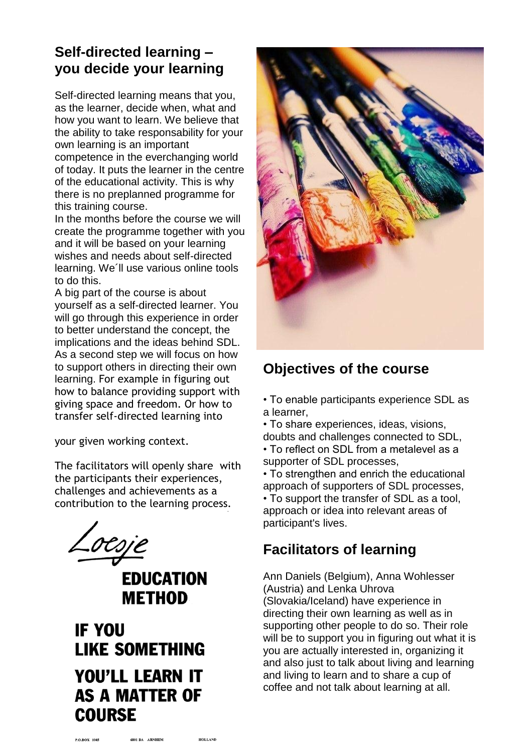## Self-directed learning – you decide your learning

Self-directed learning means that you, as the learner, decide when, what and how you want to learn. We believe that the ability to take responsability for your own learning is an important competence in the everchanging world of today. It puts the learner in the centre of the educational activity. This is why there is no preplanned programme for this training course.

In the months before the course we will create the programme together with you and it will be based on your learning wishes and needs about self-directed learning. We´ll use various online tools to do this.

A big part of the course is about yourself as a self-directed learner. You will go through this experience in order to better understand the concept, the implications and the ideas behind SDL. As a second step we will focus on how to support others in directing their own learning. For example in figuring out how to balance providing support with giving space and freedom. Or how to transfer self-directed learning into your given working context.

The facilitators will openly share with the participants their experiences, challenges and achievements as a contribution to the learning process.

Loesje

EDUCATION METHOD

IF YOU LIKE SOMETHING YOU'LL LEARN IT AS A MATTER OF COURSE

P.O.BOX 1045 6801 BA ARNHEM HOLLAND

## Objectives of the course

- To enable participants experience SDL as a learner,
- To share experiences, ideas, visions, doubts and challenges connected to SDL,
- To reflect on SDL from a metalevel as a supporter of SDL processes,
- To strengthen and enrich the educational approach of supporters of SDL processes,
- To support the transfer of SDL as a tool, approach or idea into relevant areas of participant's lives.

## Facilitators of learning

Ann Daniels (Belgium), Anna Wohlesser (Austria) and Lenka Uhrova (Slovakia/Iceland) have experience in directing their own learning as well as in supporting other people to do so. Their role will be to support you in figuring out what it is you are actually interested in, organizing it and also just to talk about living and learning and living to learn and to share a cup of coffee and not talk about learning at all.